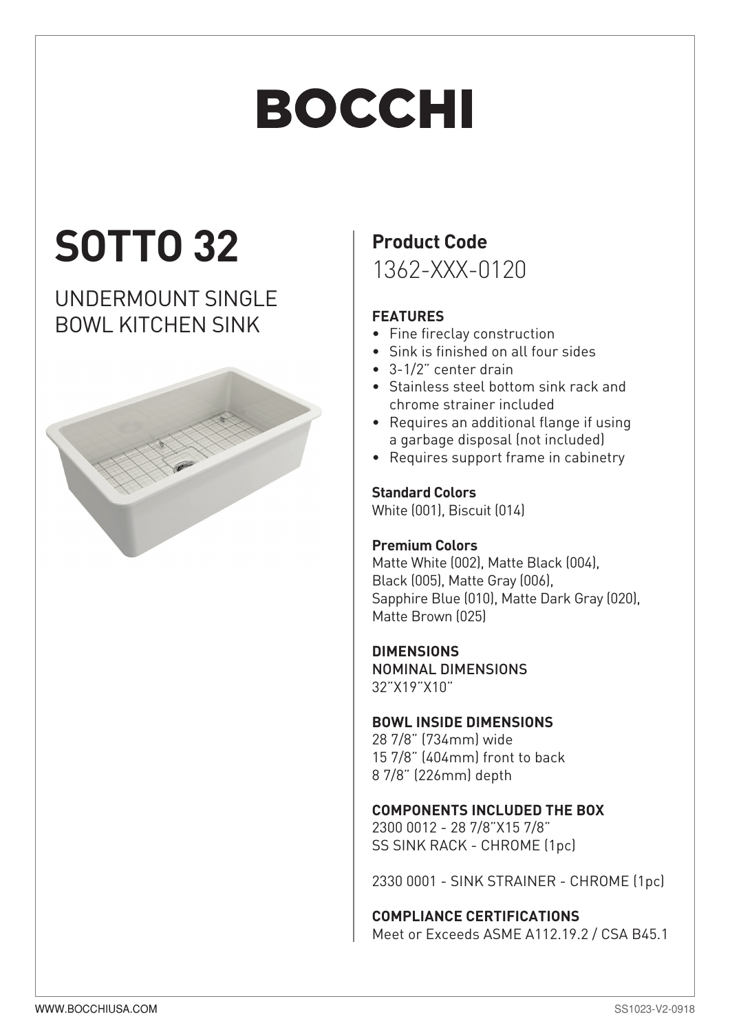# BOCCHI

## SOTTO 32

### UNDERMOUNT SINGLE BOWL KITCHEN SINK

**Product Code**

1362-XXX-0120

**FEATURES**

- Fine fireclay construction
- Sink is finished on all four sides
- 3-1/2" center drain
- Stainless steel bottom sink rack and chrome strainer included
- Requires an additional flange if using a garbage disposal (not included)
- Requires support frame in cabinetry

**Standard Colors**

White (001), Biscuit (014)

**Premium Colors**

Matte White (002), Matte Black (004), Black (005), Matte Gray (006), Sapphire Blue (010), Matte Dark Gray (020), Matte Brown (025)

**DIMENSIONS**

NOMINAL DIMENSIONS

32"X19"X10"

**BOWL INSIDE DIMENSIONS**

28 7/8" (734mm) wide

15 7/8" (404mm) front to back

8 7/8" (226mm) depth

**COMPONENTS INCLUDED THE BOX**

2300 0012 - 28 7/8"X15 7/8" SS SINK RACK - CHROME (1pc)

2330 0001 - SINK STRAINER - CHROME (1pc)

**COMPLIANCE CERTIFICATIONS**

Meet or Exceeds ASME A112.19.2 / CSA B45.1

WWW.BOCCHIUSA.COM

SS1023-V2-0918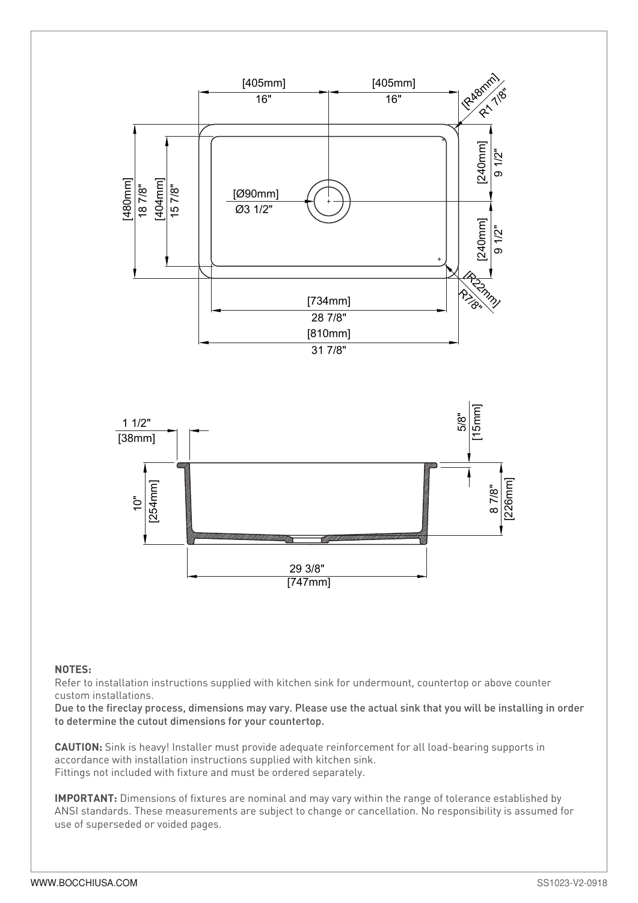[405mm]
16"

[405mm]
16"

[R48mm]
R1 7/8"

[480mm]
18 7/8"

[404mm]
15 7/8"

[Ø90mm]
Ø3 1/2"

[240mm]
9 1/2"

[240mm]
9 1/2"

[R22mm]
R7/8"

[734mm]
28 7/8"

[810mm]
31 7/8"

1 1/2"
[38mm]

5/8"
[15mm]

10"
[254mm]

8 7/8"
[226mm]

29 3/8"
[747mm]

**NOTES:**

Refer to installation instructions supplied with kitchen sink for undermount, countertop or above counter custom installations.

Due to the fireclay process, dimensions may vary. Please use the actual sink that you will be installing in order to determine the cutout dimensions for your countertop.

**CAUTION:** Sink is heavy! Installer must provide adequate reinforcement for all load-bearing supports in accordance with installation instructions supplied with kitchen sink.
Fittings not included with fixture and must be ordered separately.

**IMPORTANT:** Dimensions of fixtures are nominal and may vary within the range of tolerance established by ANSI standards. These measurements are subject to change or cancellation. No responsibility is assumed for use of superseded or voided pages.

WWW.BOCCHIUSA.COM

SS1023-V2-0918